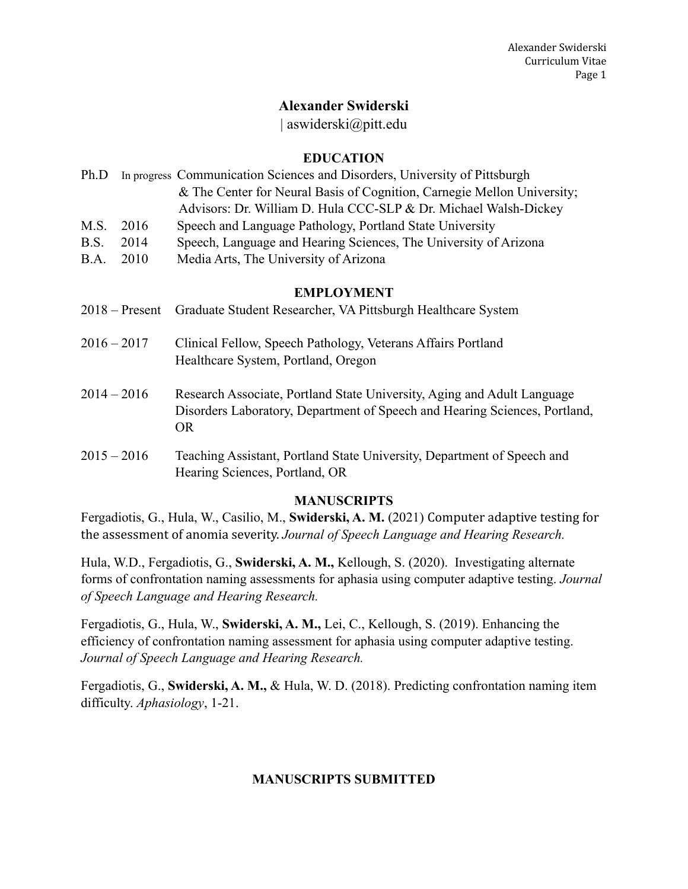# Alexander Swiderski

| aswiderski@pitt.edu

## EDUCATION

Ph.D In progress Communication Sciences and Disorders, University of Pittsburgh & The Center for Neural Basis of Cognition, Carnegie Mellon University; Advisors: Dr. William D. Hula CCC-SLP & Dr. Michael Walsh-Dickey

M.S. 2016 Speech and Language Pathology, Portland State University

B.S. 2014 Speech, Language and Hearing Sciences, The University of Arizona

B.A. 2010 Media Arts, The University of Arizona

## EMPLOYMENT

2018 – Present Graduate Student Researcher, VA Pittsburgh Healthcare System

2016 – 2017 Clinical Fellow, Speech Pathology, Veterans Affairs Portland Healthcare System, Portland, Oregon

2014 – 2016 Research Associate, Portland State University, Aging and Adult Language Disorders Laboratory, Department of Speech and Hearing Sciences, Portland, OR

2015 – 2016 Teaching Assistant, Portland State University, Department of Speech and Hearing Sciences, Portland, OR

## MANUSCRIPTS

Fergadiotis, G., Hula, W., Casilio, M., **Swiderski, A. M.** (2021) Computer adaptive testing for the assessment of anomia severity. *Journal of Speech Language and Hearing Research.*

Hula, W.D., Fergadiotis, G., **Swiderski, A. M.,** Kellough, S. (2020). Investigating alternate forms of confrontation naming assessments for aphasia using computer adaptive testing. *Journal of Speech Language and Hearing Research.*

Fergadiotis, G., Hula, W., **Swiderski, A. M.,** Lei, C., Kellough, S. (2019). Enhancing the efficiency of confrontation naming assessment for aphasia using computer adaptive testing. *Journal of Speech Language and Hearing Research.*

Fergadiotis, G., **Swiderski, A. M.,** & Hula, W. D. (2018). Predicting confrontation naming item difficulty. *Aphasiology*, 1-21.

## MANUSCRIPTS SUBMITTED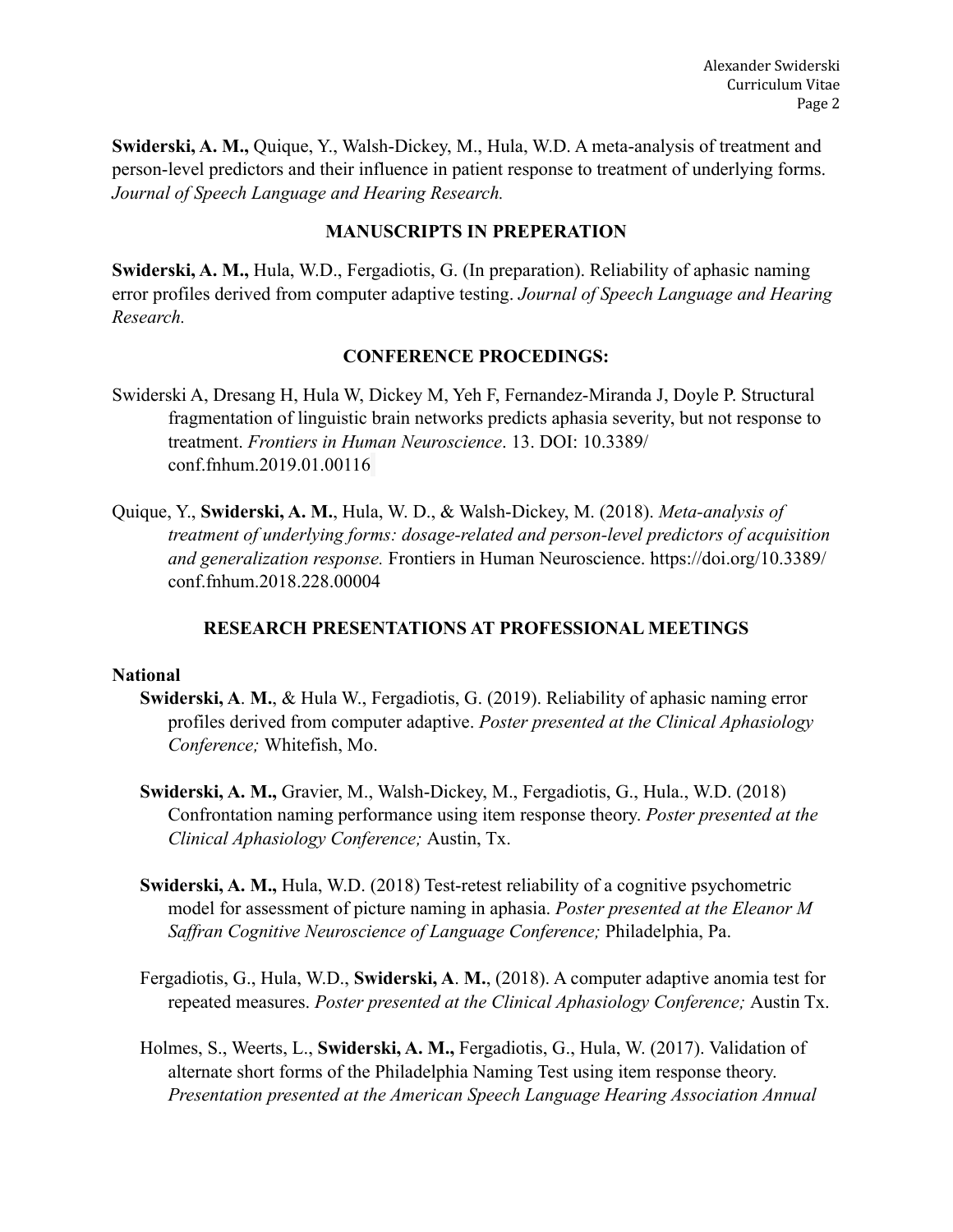**Swiderski, A. M.,** Quique, Y., Walsh-Dickey, M., Hula, W.D. A meta-analysis of treatment and person-level predictors and their influence in patient response to treatment of underlying forms. *Journal of Speech Language and Hearing Research.*

## MANUSCRIPTS IN PREPERATION

**Swiderski, A. M.,** Hula, W.D., Fergadiotis, G. (In preparation). Reliability of aphasic naming error profiles derived from computer adaptive testing. *Journal of Speech Language and Hearing Research.*

## CONFERENCE PROCEDINGS:

Swiderski A, Dresang H, Hula W, Dickey M, Yeh F, Fernandez-Miranda J, Doyle P. Structural fragmentation of linguistic brain networks predicts aphasia severity, but not response to treatment. *Frontiers in Human Neuroscience*. 13. DOI: 10.3389/conf.fnhum.2019.01.00116

Quique, Y., **Swiderski, A. M.**, Hula, W. D., & Walsh-Dickey, M. (2018). *Meta-analysis of treatment of underlying forms: dosage-related and person-level predictors of acquisition and generalization response.* Frontiers in Human Neuroscience. https://doi.org/10.3389/conf.fnhum.2018.228.00004

## RESEARCH PRESENTATIONS AT PROFESSIONAL MEETINGS

**National**

**Swiderski, A**. **M.**, & Hula W., Fergadiotis, G. (2019). Reliability of aphasic naming error profiles derived from computer adaptive. *Poster presented at the Clinical Aphasiology Conference;* Whitefish, Mo.

**Swiderski, A. M.,** Gravier, M., Walsh-Dickey, M., Fergadiotis, G., Hula., W.D. (2018) Confrontation naming performance using item response theory. *Poster presented at the Clinical Aphasiology Conference;* Austin, Tx.

**Swiderski, A. M.,** Hula, W.D. (2018) Test-retest reliability of a cognitive psychometric model for assessment of picture naming in aphasia. *Poster presented at the Eleanor M Saffran Cognitive Neuroscience of Language Conference;* Philadelphia, Pa.

Fergadiotis, G., Hula, W.D., **Swiderski, A**. **M.**, (2018). A computer adaptive anomia test for repeated measures. *Poster presented at the Clinical Aphasiology Conference;* Austin Tx.

Holmes, S., Weerts, L., **Swiderski, A. M.,** Fergadiotis, G., Hula, W. (2017). Validation of alternate short forms of the Philadelphia Naming Test using item response theory. *Presentation presented at the American Speech Language Hearing Association Annual*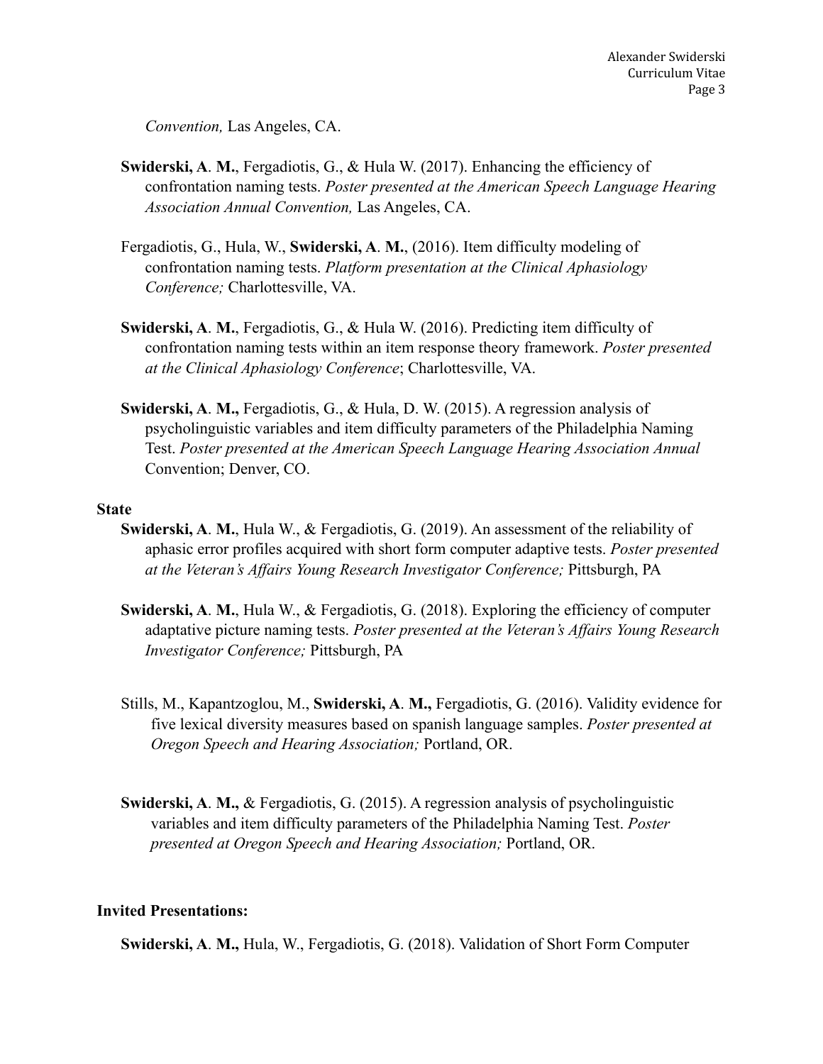*Convention,* Las Angeles, CA.

**Swiderski, A**. **M.**, Fergadiotis, G., & Hula W. (2017). Enhancing the efficiency of confrontation naming tests. *Poster presented at the American Speech Language Hearing Association Annual Convention,* Las Angeles, CA.

Fergadiotis, G., Hula, W., **Swiderski, A**. **M.**, (2016). Item difficulty modeling of confrontation naming tests. *Platform presentation at the Clinical Aphasiology Conference;* Charlottesville, VA.

**Swiderski, A**. **M.**, Fergadiotis, G., & Hula W. (2016). Predicting item difficulty of confrontation naming tests within an item response theory framework. *Poster presented at the Clinical Aphasiology Conference*; Charlottesville, VA.

**Swiderski, A**. **M.,** Fergadiotis, G., & Hula, D. W. (2015). A regression analysis of psycholinguistic variables and item difficulty parameters of the Philadelphia Naming Test. *Poster presented at the American Speech Language Hearing Association Annual* Convention; Denver, CO.

**State**

**Swiderski, A**. **M.**, Hula W., & Fergadiotis, G. (2019). An assessment of the reliability of aphasic error profiles acquired with short form computer adaptive tests. *Poster presented at the Veteran's Affairs Young Research Investigator Conference;* Pittsburgh, PA

**Swiderski, A**. **M.**, Hula W., & Fergadiotis, G. (2018). Exploring the efficiency of computer adaptative picture naming tests. *Poster presented at the Veteran's Affairs Young Research Investigator Conference;* Pittsburgh, PA

Stills, M., Kapantzoglou, M., **Swiderski, A**. **M.,** Fergadiotis, G. (2016). Validity evidence for five lexical diversity measures based on spanish language samples. *Poster presented at Oregon Speech and Hearing Association;* Portland, OR.

**Swiderski, A**. **M.,** & Fergadiotis, G. (2015). A regression analysis of psycholinguistic variables and item difficulty parameters of the Philadelphia Naming Test. *Poster presented at Oregon Speech and Hearing Association;* Portland, OR.

**Invited Presentations:**

**Swiderski, A**. **M.,** Hula, W., Fergadiotis, G. (2018). Validation of Short Form Computer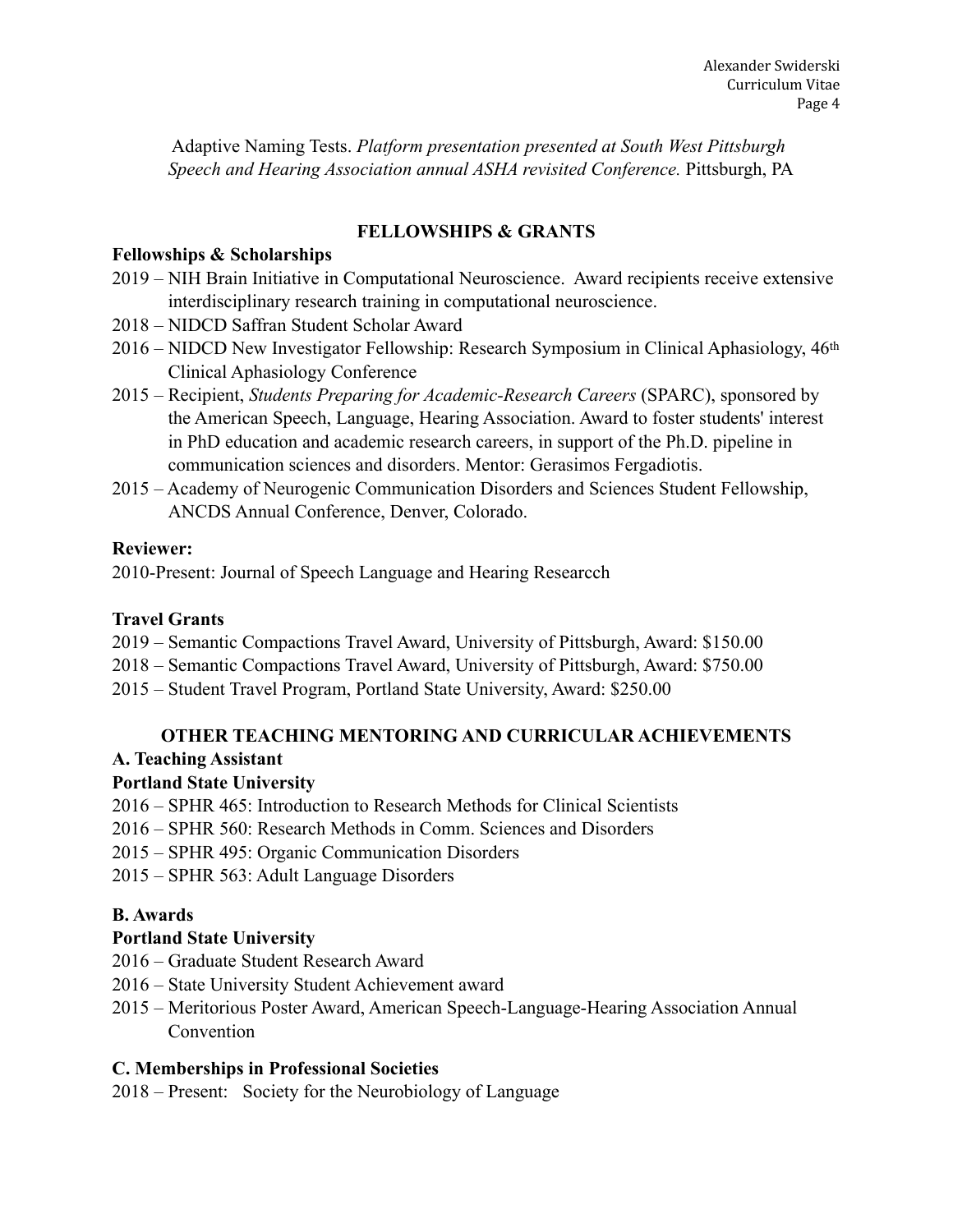Adaptive Naming Tests. *Platform presentation presented at South West Pittsburgh Speech and Hearing Association annual ASHA revisited Conference.* Pittsburgh, PA

## FELLOWSHIPS & GRANTS

### Fellowships & Scholarships

- 2019 – NIH Brain Initiative in Computational Neuroscience. Award recipients receive extensive interdisciplinary research training in computational neuroscience.
- 2018 – NIDCD Saffran Student Scholar Award
- 2016 – NIDCD New Investigator Fellowship: Research Symposium in Clinical Aphasiology, 46th Clinical Aphasiology Conference
- 2015 – Recipient, *Students Preparing for Academic-Research Careers* (SPARC), sponsored by the American Speech, Language, Hearing Association. Award to foster students' interest in PhD education and academic research careers, in support of the Ph.D. pipeline in communication sciences and disorders. Mentor: Gerasimos Fergadiotis.
- 2015 – Academy of Neurogenic Communication Disorders and Sciences Student Fellowship, ANCDS Annual Conference, Denver, Colorado.

### Reviewer:

2010-Present: Journal of Speech Language and Hearing Researcch

### Travel Grants

- 2019 – Semantic Compactions Travel Award, University of Pittsburgh, Award: $150.00
- 2018 – Semantic Compactions Travel Award, University of Pittsburgh, Award: $750.00
- 2015 – Student Travel Program, Portland State University, Award: $250.00

## OTHER TEACHING MENTORING AND CURRICULAR ACHIEVEMENTS

### A. Teaching Assistant

**Portland State University**

- 2016 – SPHR 465: Introduction to Research Methods for Clinical Scientists
- 2016 – SPHR 560: Research Methods in Comm. Sciences and Disorders
- 2015 – SPHR 495: Organic Communication Disorders
- 2015 – SPHR 563: Adult Language Disorders

### B. Awards

**Portland State University**

- 2016 – Graduate Student Research Award
- 2016 – State University Student Achievement award
- 2015 – Meritorious Poster Award, American Speech-Language-Hearing Association Annual Convention

### C. Memberships in Professional Societies

- 2018 – Present: Society for the Neurobiology of Language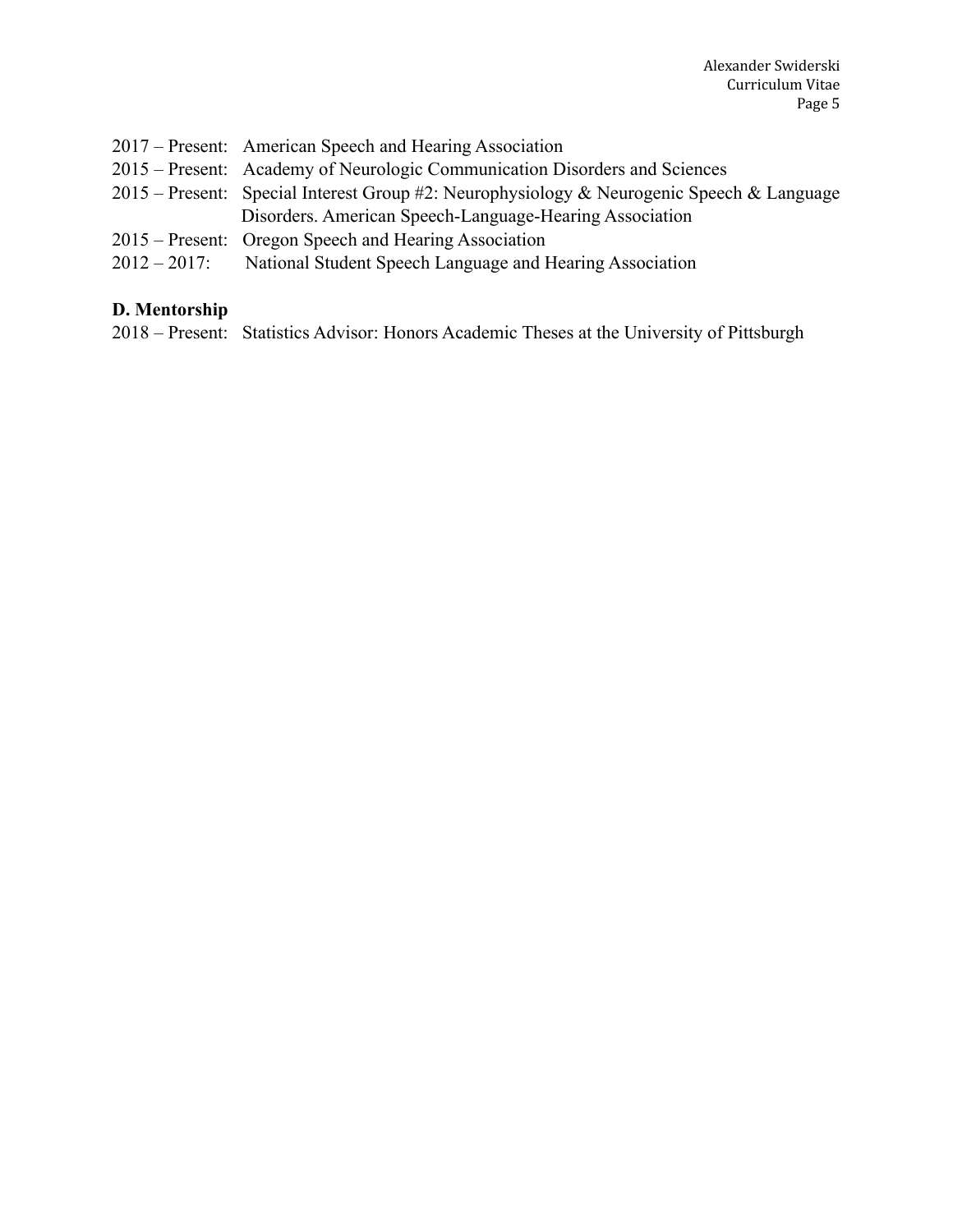2017 – Present: American Speech and Hearing Association
2015 – Present: Academy of Neurologic Communication Disorders and Sciences
2015 – Present: Special Interest Group #2: Neurophysiology & Neurogenic Speech & Language Disorders. American Speech-Language-Hearing Association
2015 – Present: Oregon Speech and Hearing Association
2012 – 2017: National Student Speech Language and Hearing Association

### D. Mentorship

2018 – Present: Statistics Advisor: Honors Academic Theses at the University of Pittsburgh